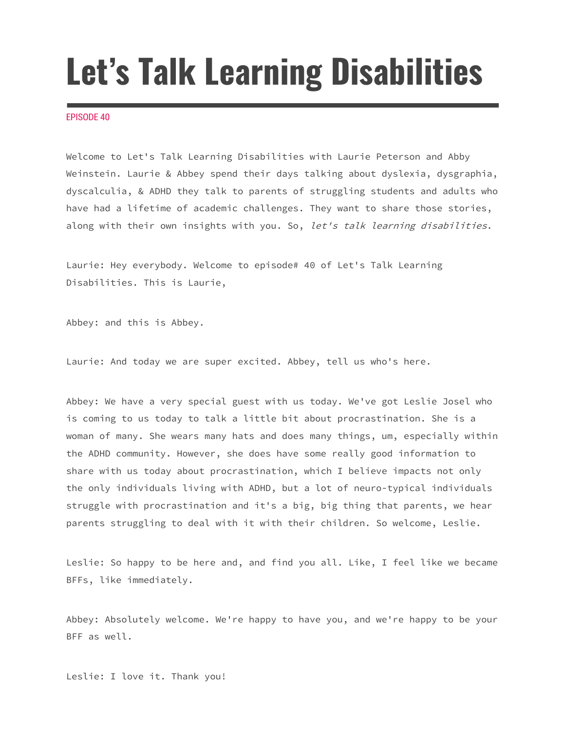# Let's Talk Learning Disabilities

EPISODE 40

Welcome to Let's Talk Learning Disabilities with Laurie Peterson and Abby Weinstein. Laurie & Abbey spend their days talking about dyslexia, dysgraphia, dyscalculia, & ADHD they talk to parents of struggling students and adults who have had a lifetime of academic challenges. They want to share those stories, along with their own insights with you. So, *let's talk learning disabilities*.

Laurie: Hey everybody. Welcome to episode# 40 of Let's Talk Learning Disabilities. This is Laurie,

Abbey: and this is Abbey.

Laurie: And today we are super excited. Abbey, tell us who's here.

Abbey: We have a very special guest with us today. We've got Leslie Josel who is coming to us today to talk a little bit about procrastination. She is a woman of many. She wears many hats and does many things, um, especially within the ADHD community. However, she does have some really good information to share with us today about procrastination, which I believe impacts not only the only individuals living with ADHD, but a lot of neuro-typical individuals struggle with procrastination and it's a big, big thing that parents, we hear parents struggling to deal with it with their children. So welcome, Leslie.

Leslie: So happy to be here and, and find you all. Like, I feel like we became BFFs, like immediately.

Abbey: Absolutely welcome. We're happy to have you, and we're happy to be your BFF as well.

Leslie: I love it. Thank you!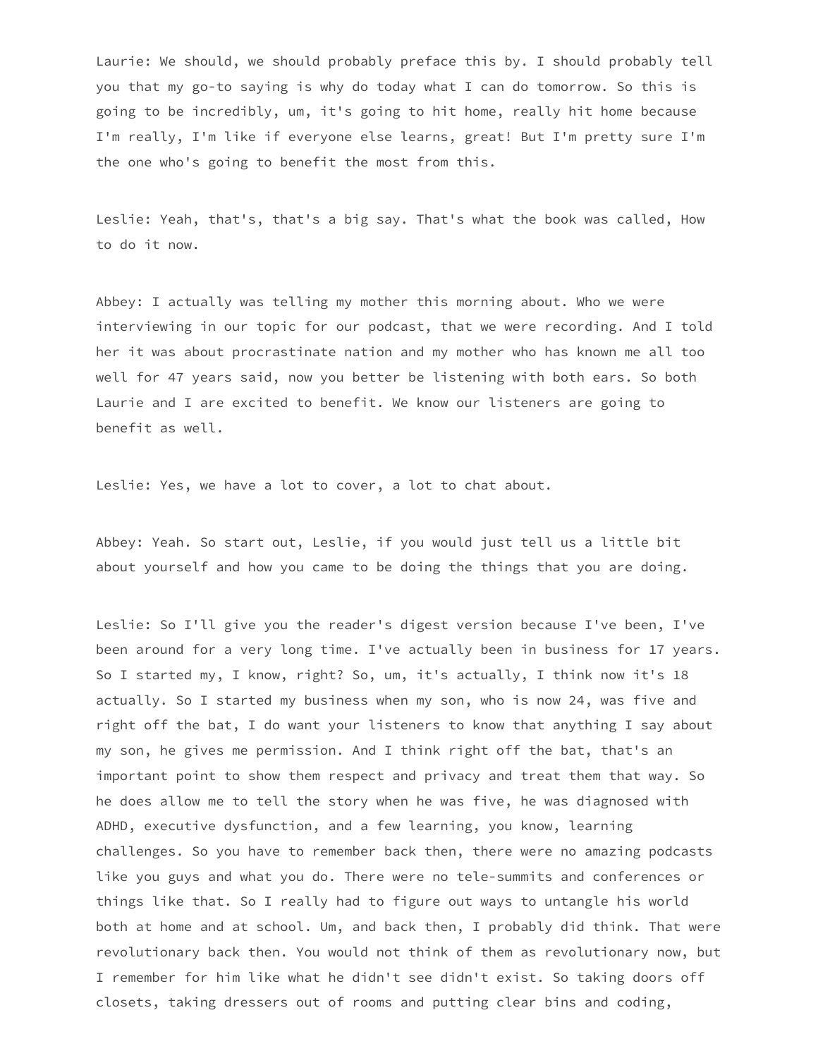Laurie: We should, we should probably preface this by. I should probably tell you that my go-to saying is why do today what I can do tomorrow. So this is going to be incredibly, um, it's going to hit home, really hit home because I'm really, I'm like if everyone else learns, great! But I'm pretty sure I'm the one who's going to benefit the most from this.

Leslie: Yeah, that's, that's a big say. That's what the book was called, How to do it now.

Abbey: I actually was telling my mother this morning about. Who we were interviewing in our topic for our podcast, that we were recording. And I told her it was about procrastinate nation and my mother who has known me all too well for 47 years said, now you better be listening with both ears. So both Laurie and I are excited to benefit. We know our listeners are going to benefit as well.

Leslie: Yes, we have a lot to cover, a lot to chat about.

Abbey: Yeah. So start out, Leslie, if you would just tell us a little bit about yourself and how you came to be doing the things that you are doing.

Leslie: So I'll give you the reader's digest version because I've been, I've been around for a very long time. I've actually been in business for 17 years. So I started my, I know, right? So, um, it's actually, I think now it's 18 actually. So I started my business when my son, who is now 24, was five and right off the bat, I do want your listeners to know that anything I say about my son, he gives me permission. And I think right off the bat, that's an important point to show them respect and privacy and treat them that way. So he does allow me to tell the story when he was five, he was diagnosed with ADHD, executive dysfunction, and a few learning, you know, learning challenges. So you have to remember back then, there were no amazing podcasts like you guys and what you do. There were no tele-summits and conferences or things like that. So I really had to figure out ways to untangle his world both at home and at school. Um, and back then, I probably did think. That were revolutionary back then. You would not think of them as revolutionary now, but I remember for him like what he didn't see didn't exist. So taking doors off closets, taking dressers out of rooms and putting clear bins and coding,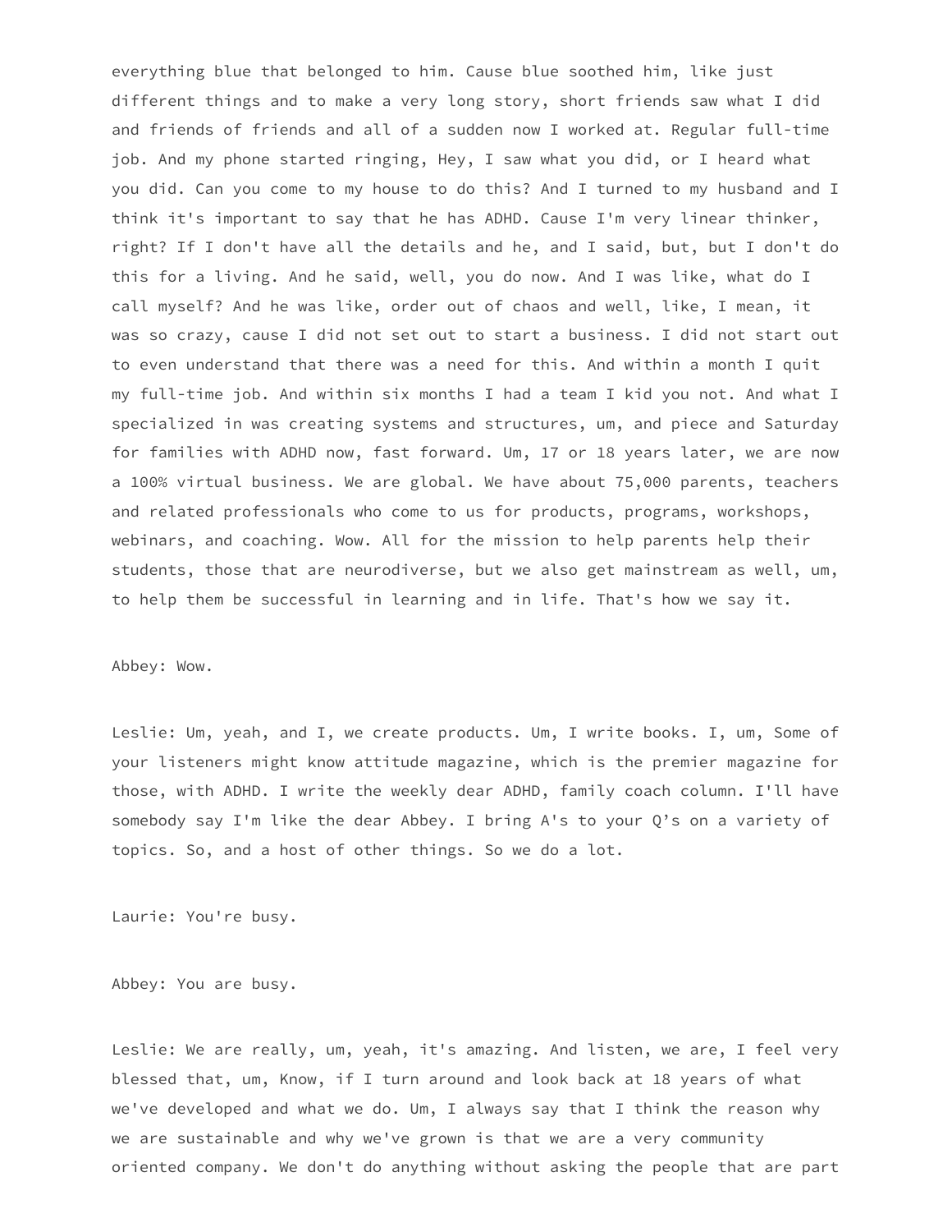everything blue that belonged to him. Cause blue soothed him, like just different things and to make a very long story, short friends saw what I did and friends of friends and all of a sudden now I worked at. Regular full-time job. And my phone started ringing, Hey, I saw what you did, or I heard what you did. Can you come to my house to do this? And I turned to my husband and I think it's important to say that he has ADHD. Cause I'm very linear thinker, right? If I don't have all the details and he, and I said, but, but I don't do this for a living. And he said, well, you do now. And I was like, what do I call myself? And he was like, order out of chaos and well, like, I mean, it was so crazy, cause I did not set out to start a business. I did not start out to even understand that there was a need for this. And within a month I quit my full-time job. And within six months I had a team I kid you not. And what I specialized in was creating systems and structures, um, and piece and Saturday for families with ADHD now, fast forward. Um, 17 or 18 years later, we are now a 100% virtual business. We are global. We have about 75,000 parents, teachers and related professionals who come to us for products, programs, workshops, webinars, and coaching. Wow. All for the mission to help parents help their students, those that are neurodiverse, but we also get mainstream as well, um, to help them be successful in learning and in life. That's how we say it.

Abbey: Wow.

Leslie: Um, yeah, and I, we create products. Um, I write books. I, um, Some of your listeners might know attitude magazine, which is the premier magazine for those, with ADHD. I write the weekly dear ADHD, family coach column. I'll have somebody say I'm like the dear Abbey. I bring A's to your Q's on a variety of topics. So, and a host of other things. So we do a lot.

Laurie: You're busy.

Abbey: You are busy.

Leslie: We are really, um, yeah, it's amazing. And listen, we are, I feel very blessed that, um, Know, if I turn around and look back at 18 years of what we've developed and what we do. Um, I always say that I think the reason why we are sustainable and why we've grown is that we are a very community oriented company. We don't do anything without asking the people that are part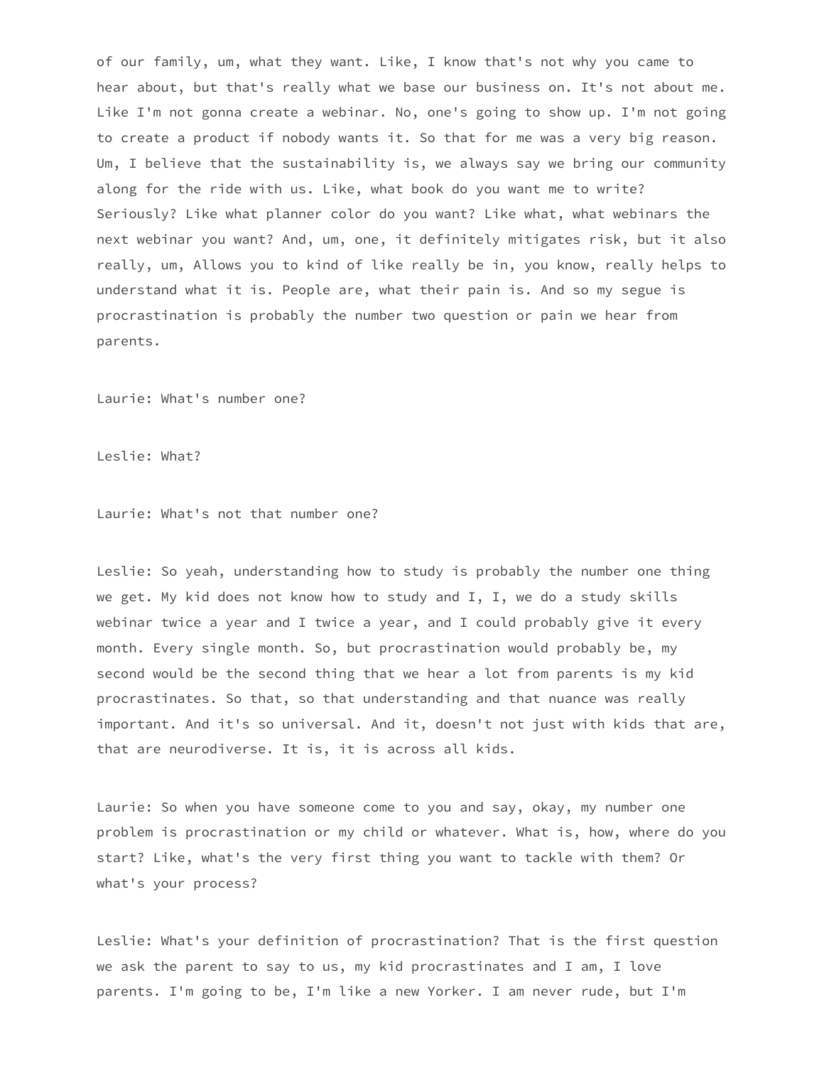of our family, um, what they want. Like, I know that's not why you came to hear about, but that's really what we base our business on. It's not about me. Like I'm not gonna create a webinar. No, one's going to show up. I'm not going to create a product if nobody wants it. So that for me was a very big reason. Um, I believe that the sustainability is, we always say we bring our community along for the ride with us. Like, what book do you want me to write? Seriously? Like what planner color do you want? Like what, what webinars the next webinar you want? And, um, one, it definitely mitigates risk, but it also really, um, Allows you to kind of like really be in, you know, really helps to understand what it is. People are, what their pain is. And so my segue is procrastination is probably the number two question or pain we hear from parents.

Laurie: What's number one?

Leslie: What?

Laurie: What's not that number one?

Leslie: So yeah, understanding how to study is probably the number one thing we get. My kid does not know how to study and I, I, we do a study skills webinar twice a year and I twice a year, and I could probably give it every month. Every single month. So, but procrastination would probably be, my second would be the second thing that we hear a lot from parents is my kid procrastinates. So that, so that understanding and that nuance was really important. And it's so universal. And it, doesn't not just with kids that are, that are neurodiverse. It is, it is across all kids.

Laurie: So when you have someone come to you and say, okay, my number one problem is procrastination or my child or whatever. What is, how, where do you start? Like, what's the very first thing you want to tackle with them? Or what's your process?

Leslie: What's your definition of procrastination? That is the first question we ask the parent to say to us, my kid procrastinates and I am, I love parents. I'm going to be, I'm like a new Yorker. I am never rude, but I'm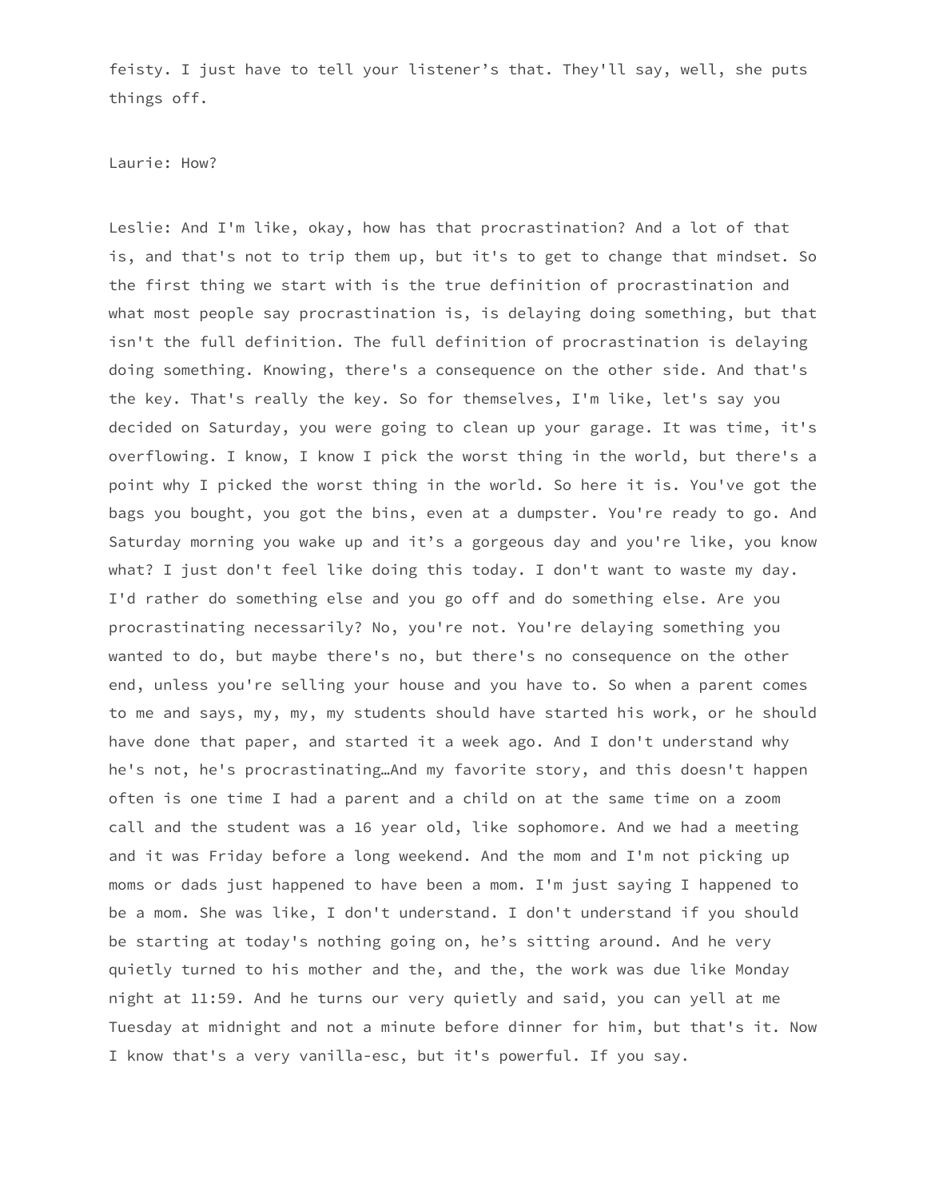feisty. I just have to tell your listener’s that. They'll say, well, she puts things off.

Laurie: How?

Leslie: And I'm like, okay, how has that procrastination? And a lot of that is, and that's not to trip them up, but it's to get to change that mindset. So the first thing we start with is the true definition of procrastination and what most people say procrastination is, is delaying doing something, but that isn't the full definition. The full definition of procrastination is delaying doing something. Knowing, there's a consequence on the other side. And that's the key. That's really the key. So for themselves, I'm like, let's say you decided on Saturday, you were going to clean up your garage. It was time, it's overflowing. I know, I know I pick the worst thing in the world, but there's a point why I picked the worst thing in the world. So here it is. You've got the bags you bought, you got the bins, even at a dumpster. You're ready to go. And Saturday morning you wake up and it’s a gorgeous day and you're like, you know what? I just don't feel like doing this today. I don't want to waste my day. I'd rather do something else and you go off and do something else. Are you procrastinating necessarily? No, you're not. You're delaying something you wanted to do, but maybe there's no, but there's no consequence on the other end, unless you're selling your house and you have to. So when a parent comes to me and says, my, my, my students should have started his work, or he should have done that paper, and started it a week ago. And I don't understand why he's not, he's procrastinating…And my favorite story, and this doesn't happen often is one time I had a parent and a child on at the same time on a zoom call and the student was a 16 year old, like sophomore. And we had a meeting and it was Friday before a long weekend. And the mom and I'm not picking up moms or dads just happened to have been a mom. I'm just saying I happened to be a mom. She was like, I don't understand. I don't understand if you should be starting at today's nothing going on, he’s sitting around. And he very quietly turned to his mother and the, and the, the work was due like Monday night at 11:59. And he turns our very quietly and said, you can yell at me Tuesday at midnight and not a minute before dinner for him, but that's it. Now I know that's a very vanilla-esc, but it's powerful. If you say.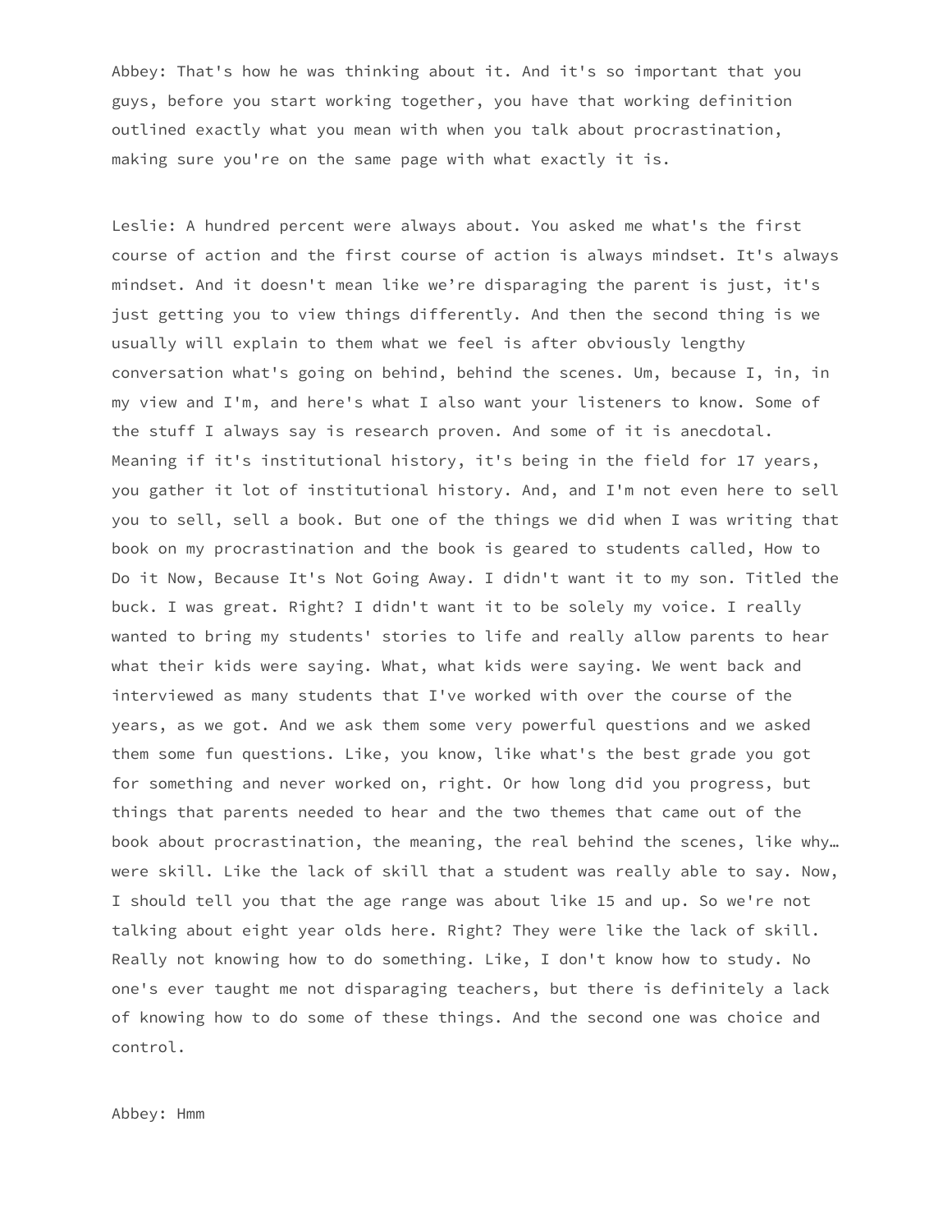Abbey: That's how he was thinking about it. And it's so important that you guys, before you start working together, you have that working definition outlined exactly what you mean with when you talk about procrastination, making sure you're on the same page with what exactly it is.

Leslie: A hundred percent were always about. You asked me what's the first course of action and the first course of action is always mindset. It's always mindset. And it doesn't mean like we're disparaging the parent is just, it's just getting you to view things differently. And then the second thing is we usually will explain to them what we feel is after obviously lengthy conversation what's going on behind, behind the scenes. Um, because I, in, in my view and I'm, and here's what I also want your listeners to know. Some of the stuff I always say is research proven. And some of it is anecdotal. Meaning if it's institutional history, it's being in the field for 17 years, you gather it lot of institutional history. And, and I'm not even here to sell you to sell, sell a book. But one of the things we did when I was writing that book on my procrastination and the book is geared to students called, How to Do it Now, Because It's Not Going Away. I didn't want it to my son. Titled the buck. I was great. Right? I didn't want it to be solely my voice. I really wanted to bring my students' stories to life and really allow parents to hear what their kids were saying. What, what kids were saying. We went back and interviewed as many students that I've worked with over the course of the years, as we got. And we ask them some very powerful questions and we asked them some fun questions. Like, you know, like what's the best grade you got for something and never worked on, right. Or how long did you progress, but things that parents needed to hear and the two themes that came out of the book about procrastination, the meaning, the real behind the scenes, like why… were skill. Like the lack of skill that a student was really able to say. Now, I should tell you that the age range was about like 15 and up. So we're not talking about eight year olds here. Right? They were like the lack of skill. Really not knowing how to do something. Like, I don't know how to study. No one's ever taught me not disparaging teachers, but there is definitely a lack of knowing how to do some of these things. And the second one was choice and control.

Abbey: Hmm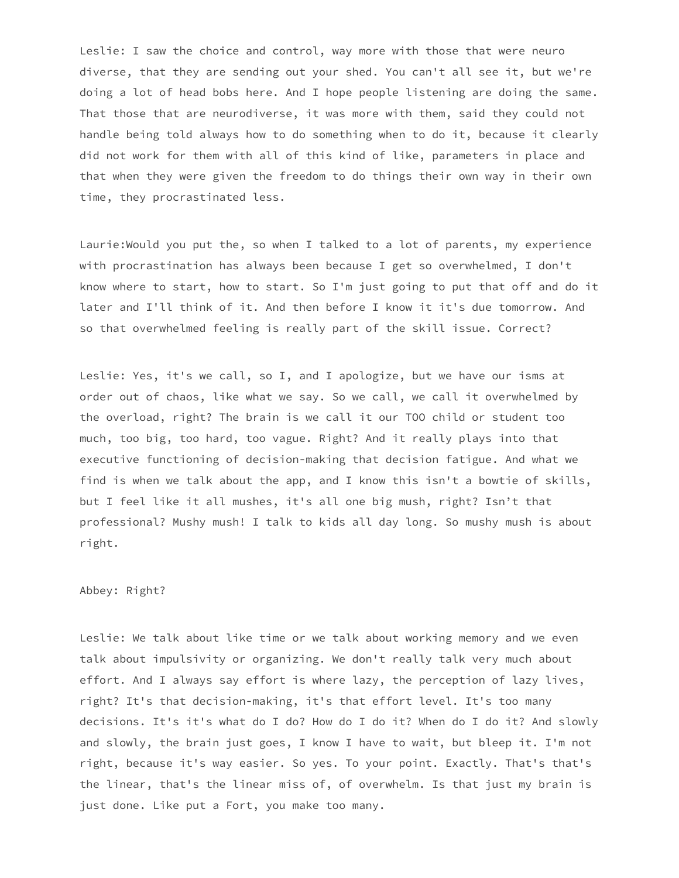Leslie: I saw the choice and control, way more with those that were neuro diverse, that they are sending out your shed. You can't all see it, but we're doing a lot of head bobs here. And I hope people listening are doing the same. That those that are neurodiverse, it was more with them, said they could not handle being told always how to do something when to do it, because it clearly did not work for them with all of this kind of like, parameters in place and that when they were given the freedom to do things their own way in their own time, they procrastinated less.

Laurie:Would you put the, so when I talked to a lot of parents, my experience with procrastination has always been because I get so overwhelmed, I don't know where to start, how to start. So I'm just going to put that off and do it later and I'll think of it. And then before I know it it's due tomorrow. And so that overwhelmed feeling is really part of the skill issue. Correct?

Leslie: Yes, it's we call, so I, and I apologize, but we have our isms at order out of chaos, like what we say. So we call, we call it overwhelmed by the overload, right? The brain is we call it our TOO child or student too much, too big, too hard, too vague. Right? And it really plays into that executive functioning of decision-making that decision fatigue. And what we find is when we talk about the app, and I know this isn't a bowtie of skills, but I feel like it all mushes, it's all one big mush, right? Isn't that professional? Mushy mush! I talk to kids all day long. So mushy mush is about right.

Abbey: Right?

Leslie: We talk about like time or we talk about working memory and we even talk about impulsivity or organizing. We don't really talk very much about effort. And I always say effort is where lazy, the perception of lazy lives, right? It's that decision-making, it's that effort level. It's too many decisions. It's it's what do I do? How do I do it? When do I do it? And slowly and slowly, the brain just goes, I know I have to wait, but bleep it. I'm not right, because it's way easier. So yes. To your point. Exactly. That's that's the linear, that's the linear miss of, of overwhelm. Is that just my brain is just done. Like put a Fort, you make too many.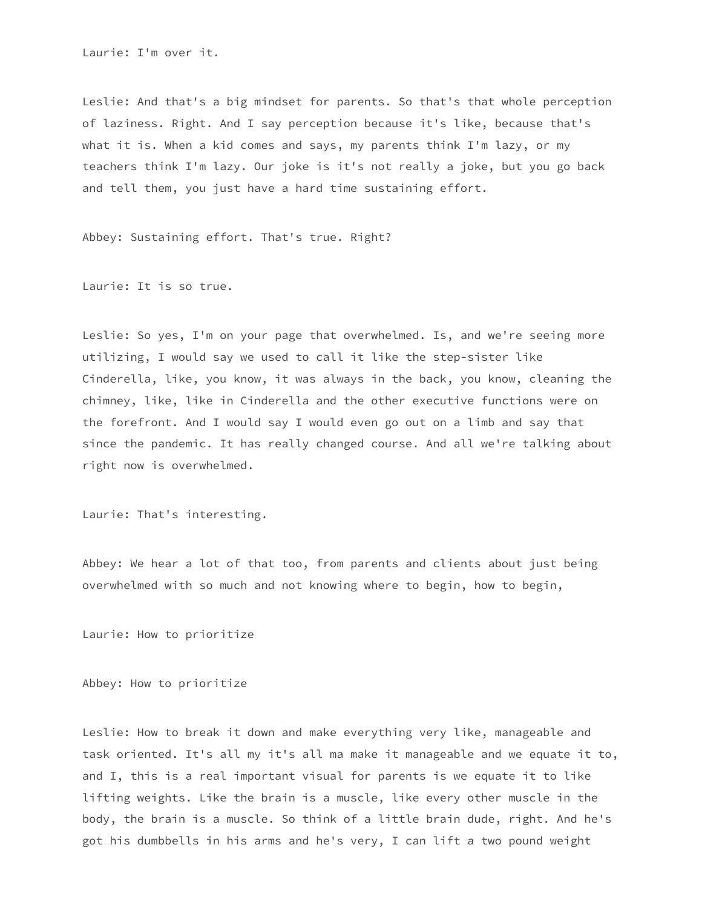Laurie: I'm over it.

Leslie: And that's a big mindset for parents. So that's that whole perception of laziness. Right. And I say perception because it's like, because that's what it is. When a kid comes and says, my parents think I'm lazy, or my teachers think I'm lazy. Our joke is it's not really a joke, but you go back and tell them, you just have a hard time sustaining effort.

Abbey: Sustaining effort. That's true. Right?

Laurie: It is so true.

Leslie: So yes, I'm on your page that overwhelmed. Is, and we're seeing more utilizing, I would say we used to call it like the step-sister like Cinderella, like, you know, it was always in the back, you know, cleaning the chimney, like, like in Cinderella and the other executive functions were on the forefront. And I would say I would even go out on a limb and say that since the pandemic. It has really changed course. And all we're talking about right now is overwhelmed.

Laurie: That's interesting.

Abbey: We hear a lot of that too, from parents and clients about just being overwhelmed with so much and not knowing where to begin, how to begin,

Laurie: How to prioritize

Abbey: How to prioritize

Leslie: How to break it down and make everything very like, manageable and task oriented. It's all my it's all ma make it manageable and we equate it to, and I, this is a real important visual for parents is we equate it to like lifting weights. Like the brain is a muscle, like every other muscle in the body, the brain is a muscle. So think of a little brain dude, right. And he's got his dumbbells in his arms and he's very, I can lift a two pound weight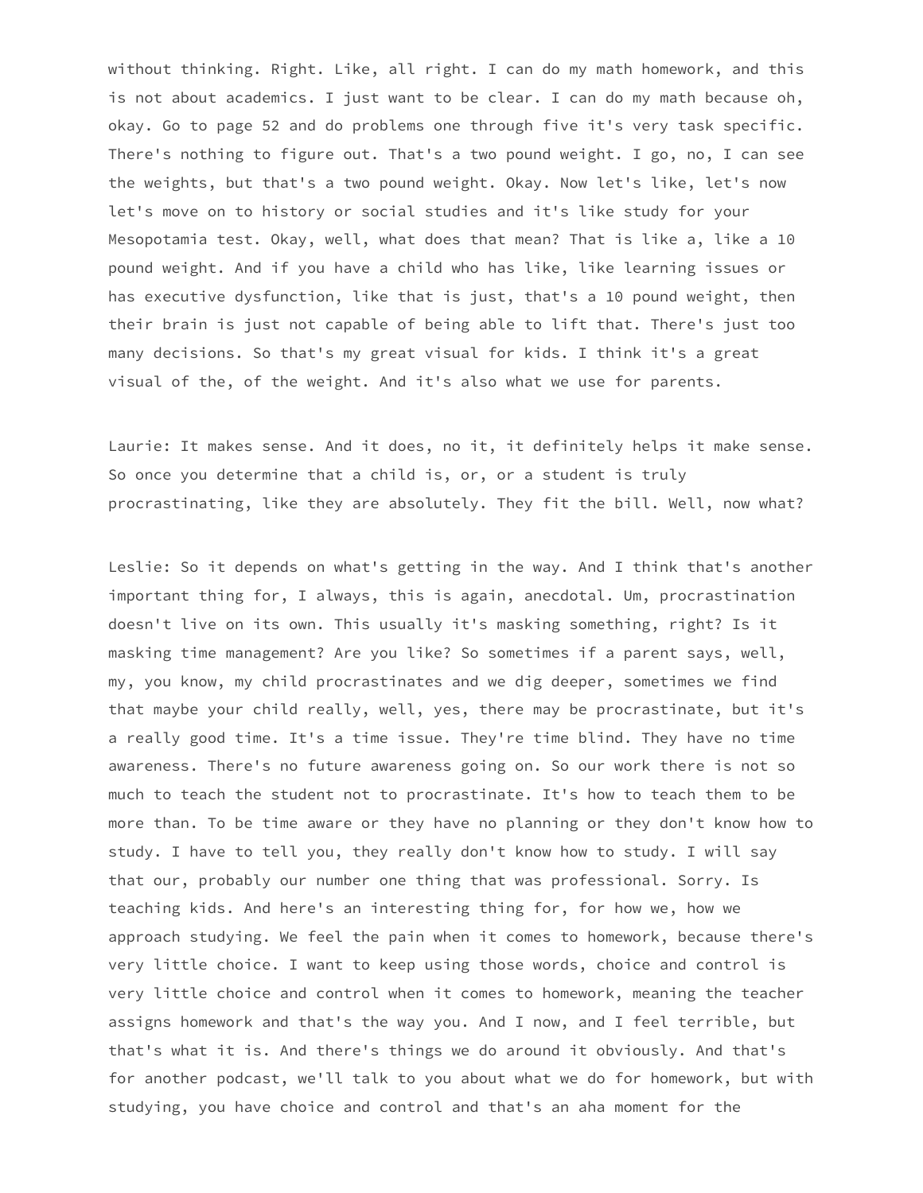without thinking. Right. Like, all right. I can do my math homework, and this is not about academics. I just want to be clear. I can do my math because oh, okay. Go to page 52 and do problems one through five it's very task specific. There's nothing to figure out. That's a two pound weight. I go, no, I can see the weights, but that's a two pound weight. Okay. Now let's like, let's now let's move on to history or social studies and it's like study for your Mesopotamia test. Okay, well, what does that mean? That is like a, like a 10 pound weight. And if you have a child who has like, like learning issues or has executive dysfunction, like that is just, that's a 10 pound weight, then their brain is just not capable of being able to lift that. There's just too many decisions. So that's my great visual for kids. I think it's a great visual of the, of the weight. And it's also what we use for parents.

Laurie: It makes sense. And it does, no it, it definitely helps it make sense. So once you determine that a child is, or, or a student is truly procrastinating, like they are absolutely. They fit the bill. Well, now what?

Leslie: So it depends on what's getting in the way. And I think that's another important thing for, I always, this is again, anecdotal. Um, procrastination doesn't live on its own. This usually it's masking something, right? Is it masking time management? Are you like? So sometimes if a parent says, well, my, you know, my child procrastinates and we dig deeper, sometimes we find that maybe your child really, well, yes, there may be procrastinate, but it's a really good time. It's a time issue. They're time blind. They have no time awareness. There's no future awareness going on. So our work there is not so much to teach the student not to procrastinate. It's how to teach them to be more than. To be time aware or they have no planning or they don't know how to study. I have to tell you, they really don't know how to study. I will say that our, probably our number one thing that was professional. Sorry. Is teaching kids. And here's an interesting thing for, for how we, how we approach studying. We feel the pain when it comes to homework, because there's very little choice. I want to keep using those words, choice and control is very little choice and control when it comes to homework, meaning the teacher assigns homework and that's the way you. And I now, and I feel terrible, but that's what it is. And there's things we do around it obviously. And that's for another podcast, we'll talk to you about what we do for homework, but with studying, you have choice and control and that's an aha moment for the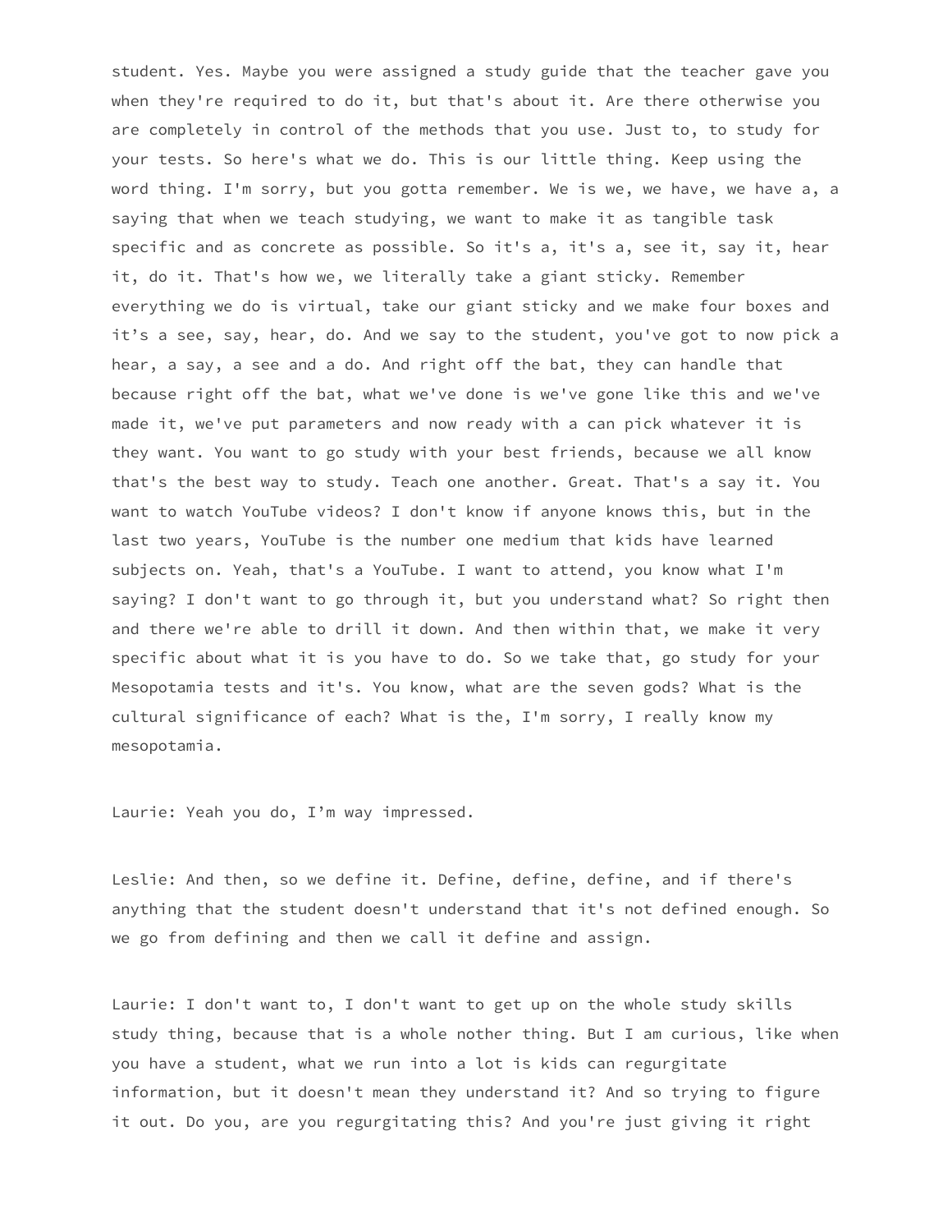student. Yes. Maybe you were assigned a study guide that the teacher gave you when they're required to do it, but that's about it. Are there otherwise you are completely in control of the methods that you use. Just to, to study for your tests. So here's what we do. This is our little thing. Keep using the word thing. I'm sorry, but you gotta remember. We is we, we have, we have a, a saying that when we teach studying, we want to make it as tangible task specific and as concrete as possible. So it's a, it's a, see it, say it, hear it, do it. That's how we, we literally take a giant sticky. Remember everything we do is virtual, take our giant sticky and we make four boxes and it's a see, say, hear, do. And we say to the student, you've got to now pick a hear, a say, a see and a do. And right off the bat, they can handle that because right off the bat, what we've done is we've gone like this and we've made it, we've put parameters and now ready with a can pick whatever it is they want. You want to go study with your best friends, because we all know that's the best way to study. Teach one another. Great. That's a say it. You want to watch YouTube videos? I don't know if anyone knows this, but in the last two years, YouTube is the number one medium that kids have learned subjects on. Yeah, that's a YouTube. I want to attend, you know what I'm saying? I don't want to go through it, but you understand what? So right then and there we're able to drill it down. And then within that, we make it very specific about what it is you have to do. So we take that, go study for your Mesopotamia tests and it's. You know, what are the seven gods? What is the cultural significance of each? What is the, I'm sorry, I really know my mesopotamia.

Laurie: Yeah you do, I'm way impressed.

Leslie: And then, so we define it. Define, define, define, and if there's anything that the student doesn't understand that it's not defined enough. So we go from defining and then we call it define and assign.

Laurie: I don't want to, I don't want to get up on the whole study skills study thing, because that is a whole nother thing. But I am curious, like when you have a student, what we run into a lot is kids can regurgitate information, but it doesn't mean they understand it? And so trying to figure it out. Do you, are you regurgitating this? And you're just giving it right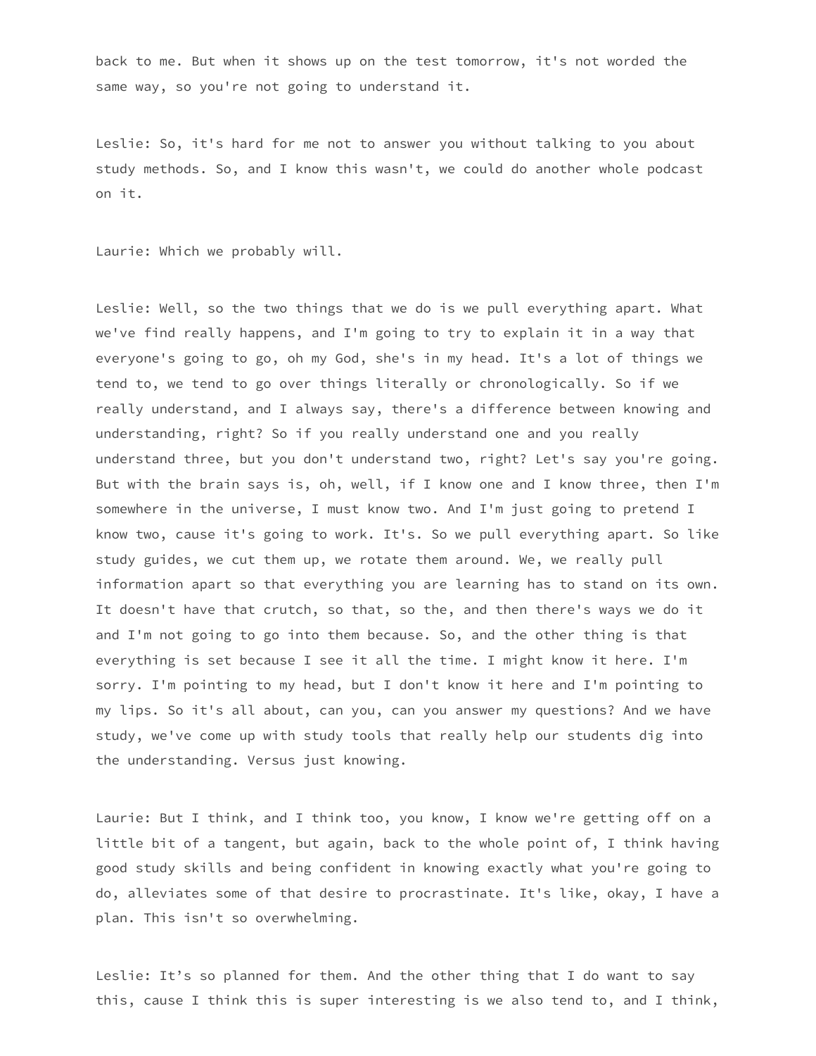back to me. But when it shows up on the test tomorrow, it's not worded the same way, so you're not going to understand it.

Leslie: So, it's hard for me not to answer you without talking to you about study methods. So, and I know this wasn't, we could do another whole podcast on it.

Laurie: Which we probably will.

Leslie: Well, so the two things that we do is we pull everything apart. What we've find really happens, and I'm going to try to explain it in a way that everyone's going to go, oh my God, she's in my head. It's a lot of things we tend to, we tend to go over things literally or chronologically. So if we really understand, and I always say, there's a difference between knowing and understanding, right? So if you really understand one and you really understand three, but you don't understand two, right? Let's say you're going. But with the brain says is, oh, well, if I know one and I know three, then I'm somewhere in the universe, I must know two. And I'm just going to pretend I know two, cause it's going to work. It's. So we pull everything apart. So like study guides, we cut them up, we rotate them around. We, we really pull information apart so that everything you are learning has to stand on its own. It doesn't have that crutch, so that, so the, and then there's ways we do it and I'm not going to go into them because. So, and the other thing is that everything is set because I see it all the time. I might know it here. I'm sorry. I'm pointing to my head, but I don't know it here and I'm pointing to my lips. So it's all about, can you, can you answer my questions? And we have study, we've come up with study tools that really help our students dig into the understanding. Versus just knowing.

Laurie: But I think, and I think too, you know, I know we're getting off on a little bit of a tangent, but again, back to the whole point of, I think having good study skills and being confident in knowing exactly what you're going to do, alleviates some of that desire to procrastinate. It's like, okay, I have a plan. This isn't so overwhelming.

Leslie: It's so planned for them. And the other thing that I do want to say this, cause I think this is super interesting is we also tend to, and I think,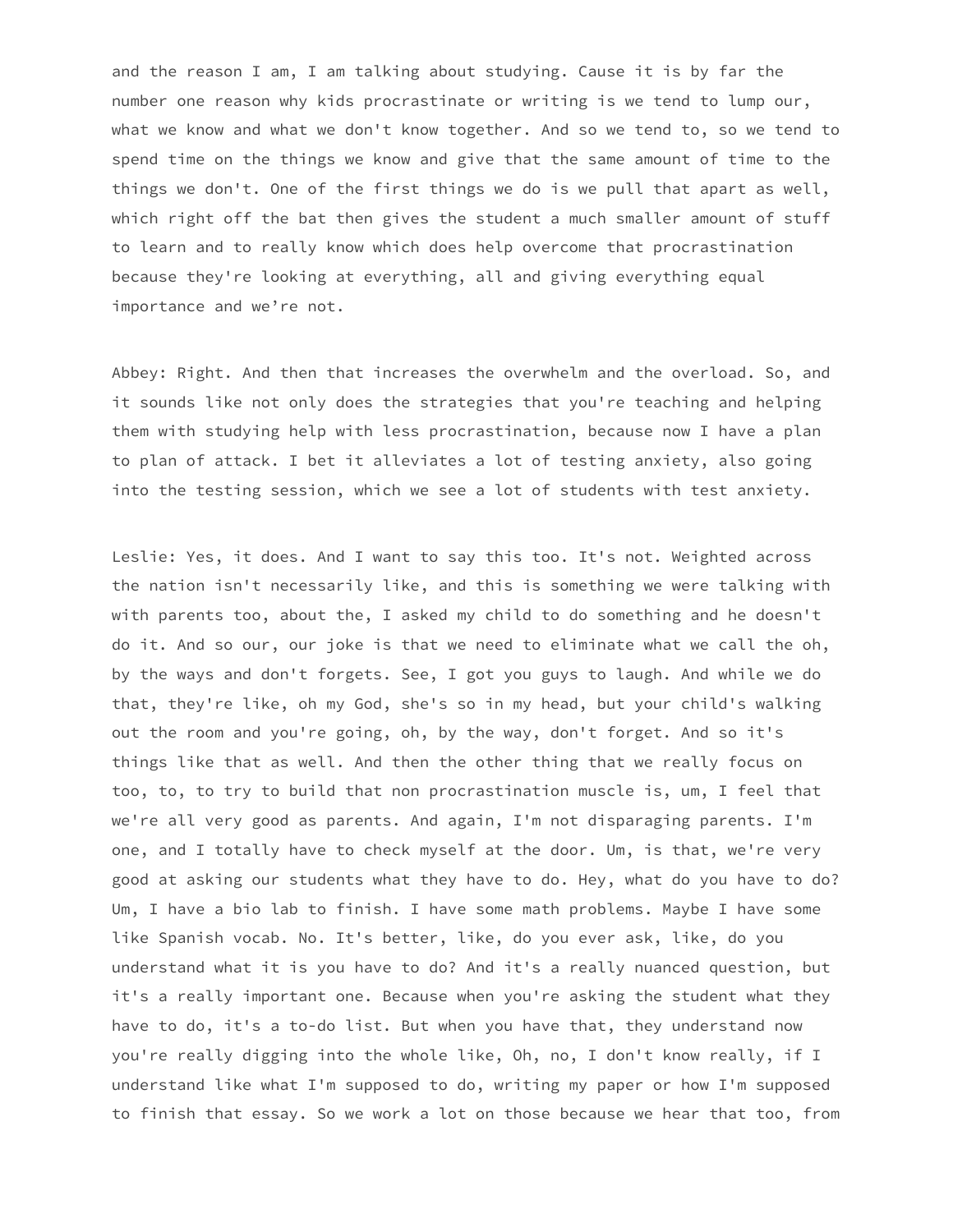and the reason I am, I am talking about studying. Cause it is by far the number one reason why kids procrastinate or writing is we tend to lump our, what we know and what we don't know together. And so we tend to, so we tend to spend time on the things we know and give that the same amount of time to the things we don't. One of the first things we do is we pull that apart as well, which right off the bat then gives the student a much smaller amount of stuff to learn and to really know which does help overcome that procrastination because they're looking at everything, all and giving everything equal importance and we're not.

Abbey: Right. And then that increases the overwhelm and the overload. So, and it sounds like not only does the strategies that you're teaching and helping them with studying help with less procrastination, because now I have a plan to plan of attack. I bet it alleviates a lot of testing anxiety, also going into the testing session, which we see a lot of students with test anxiety.

Leslie: Yes, it does. And I want to say this too. It's not. Weighted across the nation isn't necessarily like, and this is something we were talking with with parents too, about the, I asked my child to do something and he doesn't do it. And so our, our joke is that we need to eliminate what we call the oh, by the ways and don't forgets. See, I got you guys to laugh. And while we do that, they're like, oh my God, she's so in my head, but your child's walking out the room and you're going, oh, by the way, don't forget. And so it's things like that as well. And then the other thing that we really focus on too, to, to try to build that non procrastination muscle is, um, I feel that we're all very good as parents. And again, I'm not disparaging parents. I'm one, and I totally have to check myself at the door. Um, is that, we're very good at asking our students what they have to do. Hey, what do you have to do? Um, I have a bio lab to finish. I have some math problems. Maybe I have some like Spanish vocab. No. It's better, like, do you ever ask, like, do you understand what it is you have to do? And it's a really nuanced question, but it's a really important one. Because when you're asking the student what they have to do, it's a to-do list. But when you have that, they understand now you're really digging into the whole like, Oh, no, I don't know really, if I understand like what I'm supposed to do, writing my paper or how I'm supposed to finish that essay. So we work a lot on those because we hear that too, from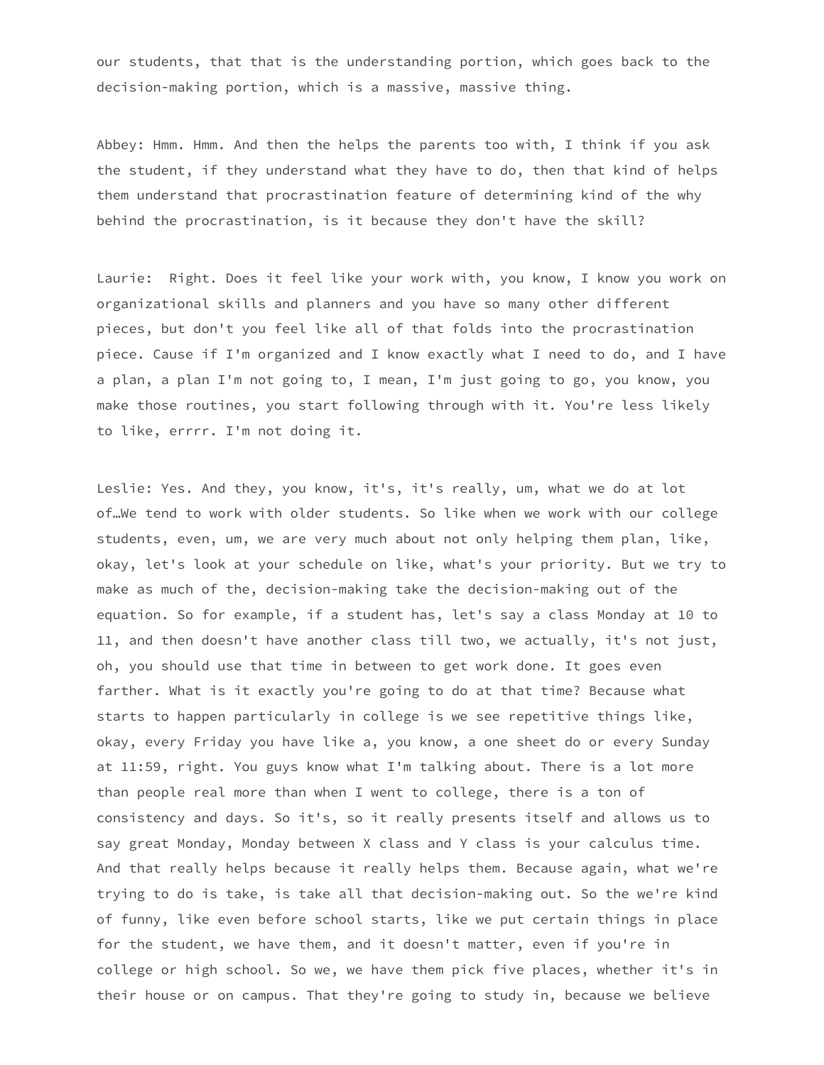our students, that that is the understanding portion, which goes back to the decision-making portion, which is a massive, massive thing.

Abbey: Hmm. Hmm. And then the helps the parents too with, I think if you ask the student, if they understand what they have to do, then that kind of helps them understand that procrastination feature of determining kind of the why behind the procrastination, is it because they don't have the skill?

Laurie: Right. Does it feel like your work with, you know, I know you work on organizational skills and planners and you have so many other different pieces, but don't you feel like all of that folds into the procrastination piece. Cause if I'm organized and I know exactly what I need to do, and I have a plan, a plan I'm not going to, I mean, I'm just going to go, you know, you make those routines, you start following through with it. You're less likely to like, errrr. I'm not doing it.

Leslie: Yes. And they, you know, it's, it's really, um, what we do at lot of…We tend to work with older students. So like when we work with our college students, even, um, we are very much about not only helping them plan, like, okay, let's look at your schedule on like, what's your priority. But we try to make as much of the, decision-making take the decision-making out of the equation. So for example, if a student has, let's say a class Monday at 10 to 11, and then doesn't have another class till two, we actually, it's not just, oh, you should use that time in between to get work done. It goes even farther. What is it exactly you're going to do at that time? Because what starts to happen particularly in college is we see repetitive things like, okay, every Friday you have like a, you know, a one sheet do or every Sunday at 11:59, right. You guys know what I'm talking about. There is a lot more than people real more than when I went to college, there is a ton of consistency and days. So it's, so it really presents itself and allows us to say great Monday, Monday between X class and Y class is your calculus time. And that really helps because it really helps them. Because again, what we're trying to do is take, is take all that decision-making out. So the we're kind of funny, like even before school starts, like we put certain things in place for the student, we have them, and it doesn't matter, even if you're in college or high school. So we, we have them pick five places, whether it's in their house or on campus. That they're going to study in, because we believe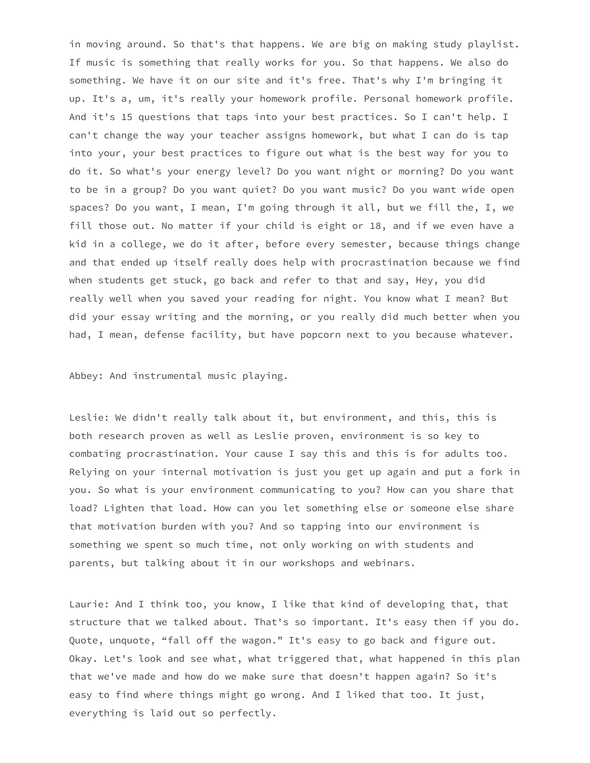in moving around. So that's that happens. We are big on making study playlist. If music is something that really works for you. So that happens. We also do something. We have it on our site and it's free. That's why I'm bringing it up. It's a, um, it's really your homework profile. Personal homework profile. And it's 15 questions that taps into your best practices. So I can't help. I can't change the way your teacher assigns homework, but what I can do is tap into your, your best practices to figure out what is the best way for you to do it. So what's your energy level? Do you want night or morning? Do you want to be in a group? Do you want quiet? Do you want music? Do you want wide open spaces? Do you want, I mean, I'm going through it all, but we fill the, I, we fill those out. No matter if your child is eight or 18, and if we even have a kid in a college, we do it after, before every semester, because things change and that ended up itself really does help with procrastination because we find when students get stuck, go back and refer to that and say, Hey, you did really well when you saved your reading for night. You know what I mean? But did your essay writing and the morning, or you really did much better when you had, I mean, defense facility, but have popcorn next to you because whatever.

Abbey: And instrumental music playing.

Leslie: We didn't really talk about it, but environment, and this, this is both research proven as well as Leslie proven, environment is so key to combating procrastination. Your cause I say this and this is for adults too. Relying on your internal motivation is just you get up again and put a fork in you. So what is your environment communicating to you? How can you share that load? Lighten that load. How can you let something else or someone else share that motivation burden with you? And so tapping into our environment is something we spent so much time, not only working on with students and parents, but talking about it in our workshops and webinars.

Laurie: And I think too, you know, I like that kind of developing that, that structure that we talked about. That's so important. It's easy then if you do. Quote, unquote, "fall off the wagon." It's easy to go back and figure out. Okay. Let's look and see what, what triggered that, what happened in this plan that we've made and how do we make sure that doesn't happen again? So it's easy to find where things might go wrong. And I liked that too. It just, everything is laid out so perfectly.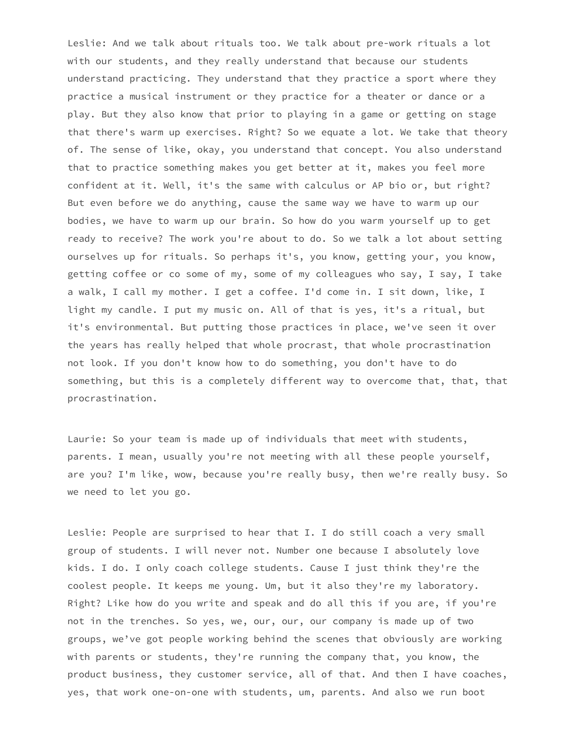Leslie: And we talk about rituals too. We talk about pre-work rituals a lot with our students, and they really understand that because our students understand practicing. They understand that they practice a sport where they practice a musical instrument or they practice for a theater or dance or a play. But they also know that prior to playing in a game or getting on stage that there's warm up exercises. Right? So we equate a lot. We take that theory of. The sense of like, okay, you understand that concept. You also understand that to practice something makes you get better at it, makes you feel more confident at it. Well, it's the same with calculus or AP bio or, but right? But even before we do anything, cause the same way we have to warm up our bodies, we have to warm up our brain. So how do you warm yourself up to get ready to receive? The work you're about to do. So we talk a lot about setting ourselves up for rituals. So perhaps it's, you know, getting your, you know, getting coffee or co some of my, some of my colleagues who say, I say, I take a walk, I call my mother. I get a coffee. I'd come in. I sit down, like, I light my candle. I put my music on. All of that is yes, it's a ritual, but it's environmental. But putting those practices in place, we've seen it over the years has really helped that whole procrast, that whole procrastination not look. If you don't know how to do something, you don't have to do something, but this is a completely different way to overcome that, that, that procrastination.

Laurie: So your team is made up of individuals that meet with students, parents. I mean, usually you're not meeting with all these people yourself, are you? I'm like, wow, because you're really busy, then we're really busy. So we need to let you go.

Leslie: People are surprised to hear that I. I do still coach a very small group of students. I will never not. Number one because I absolutely love kids. I do. I only coach college students. Cause I just think they're the coolest people. It keeps me young. Um, but it also they're my laboratory. Right? Like how do you write and speak and do all this if you are, if you're not in the trenches. So yes, we, our, our, our company is made up of two groups, we've got people working behind the scenes that obviously are working with parents or students, they're running the company that, you know, the product business, they customer service, all of that. And then I have coaches, yes, that work one-on-one with students, um, parents. And also we run boot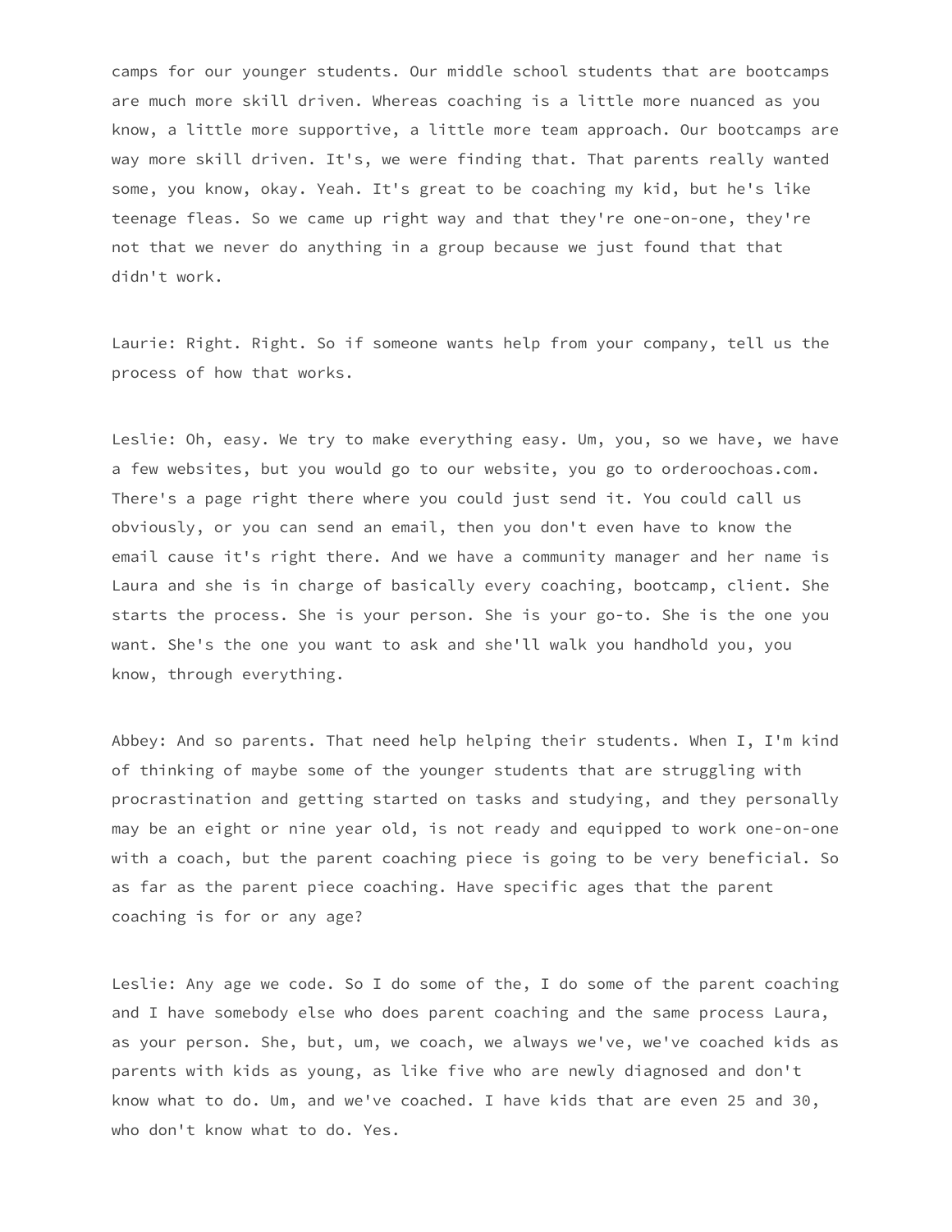camps for our younger students. Our middle school students that are bootcamps are much more skill driven. Whereas coaching is a little more nuanced as you know, a little more supportive, a little more team approach. Our bootcamps are way more skill driven. It's, we were finding that. That parents really wanted some, you know, okay. Yeah. It's great to be coaching my kid, but he's like teenage fleas. So we came up right way and that they're one-on-one, they're not that we never do anything in a group because we just found that that didn't work.

Laurie: Right. Right. So if someone wants help from your company, tell us the process of how that works.

Leslie: Oh, easy. We try to make everything easy. Um, you, so we have, we have a few websites, but you would go to our website, you go to orderoochoas.com. There's a page right there where you could just send it. You could call us obviously, or you can send an email, then you don't even have to know the email cause it's right there. And we have a community manager and her name is Laura and she is in charge of basically every coaching, bootcamp, client. She starts the process. She is your person. She is your go-to. She is the one you want. She's the one you want to ask and she'll walk you handhold you, you know, through everything.

Abbey: And so parents. That need help helping their students. When I, I'm kind of thinking of maybe some of the younger students that are struggling with procrastination and getting started on tasks and studying, and they personally may be an eight or nine year old, is not ready and equipped to work one-on-one with a coach, but the parent coaching piece is going to be very beneficial. So as far as the parent piece coaching. Have specific ages that the parent coaching is for or any age?

Leslie: Any age we code. So I do some of the, I do some of the parent coaching and I have somebody else who does parent coaching and the same process Laura, as your person. She, but, um, we coach, we always we've, we've coached kids as parents with kids as young, as like five who are newly diagnosed and don't know what to do. Um, and we've coached. I have kids that are even 25 and 30, who don't know what to do. Yes.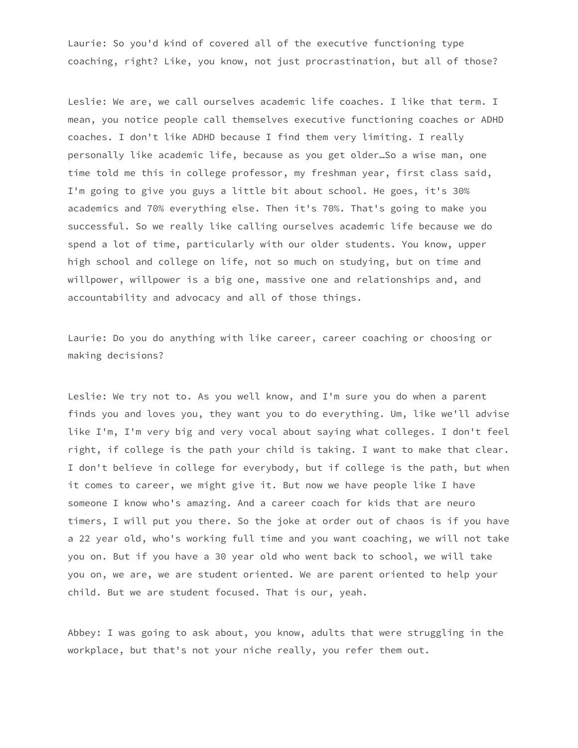Laurie: So you'd kind of covered all of the executive functioning type coaching, right? Like, you know, not just procrastination, but all of those?

Leslie: We are, we call ourselves academic life coaches. I like that term. I mean, you notice people call themselves executive functioning coaches or ADHD coaches. I don't like ADHD because I find them very limiting. I really personally like academic life, because as you get older…So a wise man, one time told me this in college professor, my freshman year, first class said, I'm going to give you guys a little bit about school. He goes, it's 30% academics and 70% everything else. Then it's 70%. That's going to make you successful. So we really like calling ourselves academic life because we do spend a lot of time, particularly with our older students. You know, upper high school and college on life, not so much on studying, but on time and willpower, willpower is a big one, massive one and relationships and, and accountability and advocacy and all of those things.

Laurie: Do you do anything with like career, career coaching or choosing or making decisions?

Leslie: We try not to. As you well know, and I'm sure you do when a parent finds you and loves you, they want you to do everything. Um, like we'll advise like I'm, I'm very big and very vocal about saying what colleges. I don't feel right, if college is the path your child is taking. I want to make that clear. I don't believe in college for everybody, but if college is the path, but when it comes to career, we might give it. But now we have people like I have someone I know who's amazing. And a career coach for kids that are neuro timers, I will put you there. So the joke at order out of chaos is if you have a 22 year old, who's working full time and you want coaching, we will not take you on. But if you have a 30 year old who went back to school, we will take you on, we are, we are student oriented. We are parent oriented to help your child. But we are student focused. That is our, yeah.

Abbey: I was going to ask about, you know, adults that were struggling in the workplace, but that's not your niche really, you refer them out.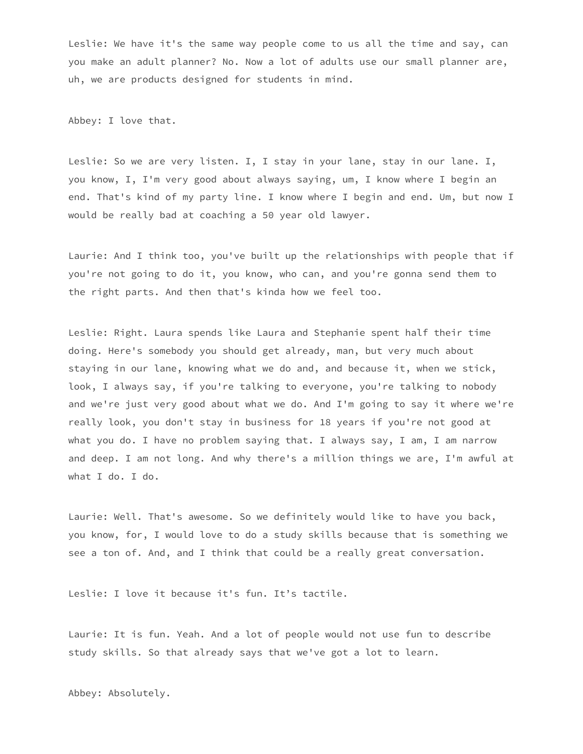Leslie: We have it's the same way people come to us all the time and say, can you make an adult planner? No. Now a lot of adults use our small planner are, uh, we are products designed for students in mind.

Abbey: I love that.

Leslie: So we are very listen. I, I stay in your lane, stay in our lane. I, you know, I, I'm very good about always saying, um, I know where I begin an end. That's kind of my party line. I know where I begin and end. Um, but now I would be really bad at coaching a 50 year old lawyer.

Laurie: And I think too, you've built up the relationships with people that if you're not going to do it, you know, who can, and you're gonna send them to the right parts. And then that's kinda how we feel too.

Leslie: Right. Laura spends like Laura and Stephanie spent half their time doing. Here's somebody you should get already, man, but very much about staying in our lane, knowing what we do and, and because it, when we stick, look, I always say, if you're talking to everyone, you're talking to nobody and we're just very good about what we do. And I'm going to say it where we're really look, you don't stay in business for 18 years if you're not good at what you do. I have no problem saying that. I always say, I am, I am narrow and deep. I am not long. And why there's a million things we are, I'm awful at what I do. I do.

Laurie: Well. That's awesome. So we definitely would like to have you back, you know, for, I would love to do a study skills because that is something we see a ton of. And, and I think that could be a really great conversation.

Leslie: I love it because it's fun. It's tactile.

Laurie: It is fun. Yeah. And a lot of people would not use fun to describe study skills. So that already says that we've got a lot to learn.

Abbey: Absolutely.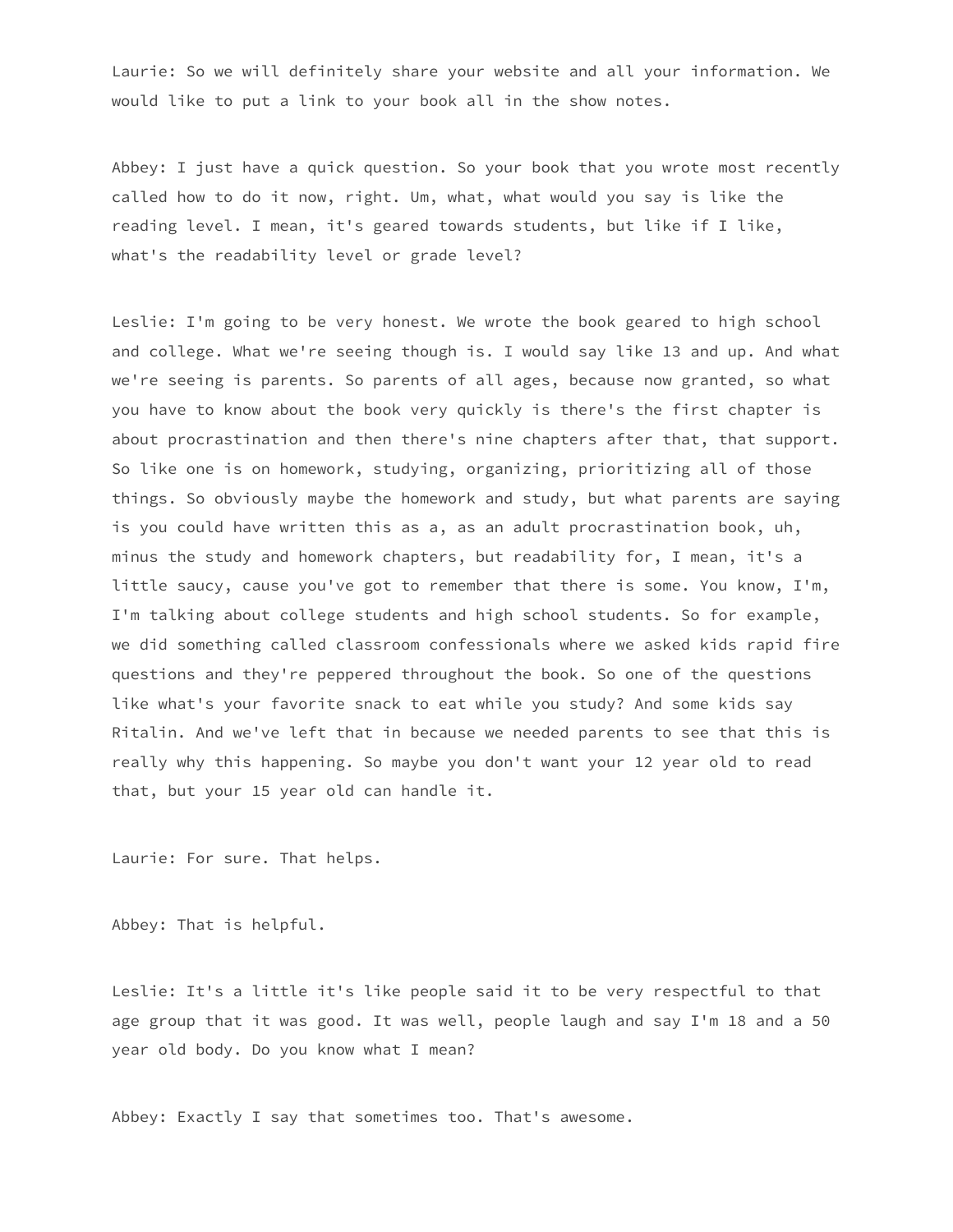Laurie: So we will definitely share your website and all your information. We would like to put a link to your book all in the show notes.

Abbey: I just have a quick question. So your book that you wrote most recently called how to do it now, right. Um, what, what would you say is like the reading level. I mean, it's geared towards students, but like if I like, what's the readability level or grade level?

Leslie: I'm going to be very honest. We wrote the book geared to high school and college. What we're seeing though is. I would say like 13 and up. And what we're seeing is parents. So parents of all ages, because now granted, so what you have to know about the book very quickly is there's the first chapter is about procrastination and then there's nine chapters after that, that support. So like one is on homework, studying, organizing, prioritizing all of those things. So obviously maybe the homework and study, but what parents are saying is you could have written this as a, as an adult procrastination book, uh, minus the study and homework chapters, but readability for, I mean, it's a little saucy, cause you've got to remember that there is some. You know, I'm, I'm talking about college students and high school students. So for example, we did something called classroom confessionals where we asked kids rapid fire questions and they're peppered throughout the book. So one of the questions like what's your favorite snack to eat while you study? And some kids say Ritalin. And we've left that in because we needed parents to see that this is really why this happening. So maybe you don't want your 12 year old to read that, but your 15 year old can handle it.

Laurie: For sure. That helps.

Abbey: That is helpful.

Leslie: It's a little it's like people said it to be very respectful to that age group that it was good. It was well, people laugh and say I'm 18 and a 50 year old body. Do you know what I mean?

Abbey: Exactly I say that sometimes too. That's awesome.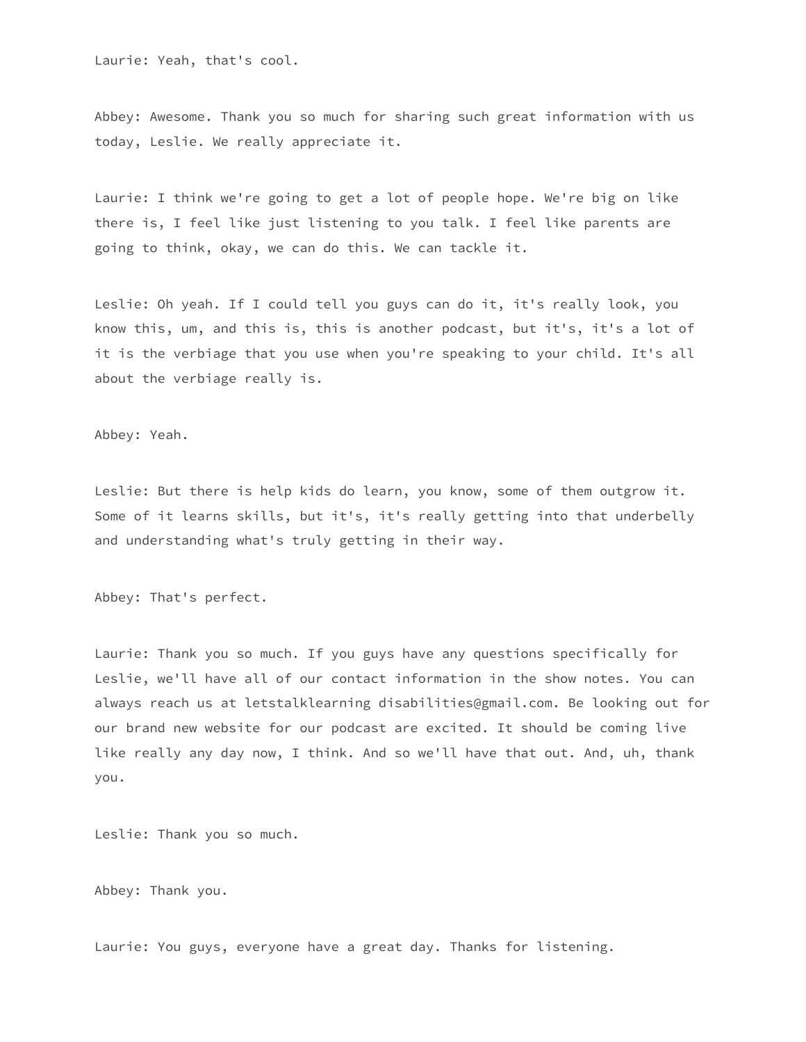Laurie: Yeah, that's cool.

Abbey: Awesome. Thank you so much for sharing such great information with us today, Leslie. We really appreciate it.

Laurie: I think we're going to get a lot of people hope. We're big on like there is, I feel like just listening to you talk. I feel like parents are going to think, okay, we can do this. We can tackle it.

Leslie: Oh yeah. If I could tell you guys can do it, it's really look, you know this, um, and this is, this is another podcast, but it's, it's a lot of it is the verbiage that you use when you're speaking to your child. It's all about the verbiage really is.

Abbey: Yeah.

Leslie: But there is help kids do learn, you know, some of them outgrow it. Some of it learns skills, but it's, it's really getting into that underbelly and understanding what's truly getting in their way.

Abbey: That's perfect.

Laurie: Thank you so much. If you guys have any questions specifically for Leslie, we'll have all of our contact information in the show notes. You can always reach us at letstalklearning disabilities@gmail.com. Be looking out for our brand new website for our podcast are excited. It should be coming live like really any day now, I think. And so we'll have that out. And, uh, thank you.

Leslie: Thank you so much.

Abbey: Thank you.

Laurie: You guys, everyone have a great day. Thanks for listening.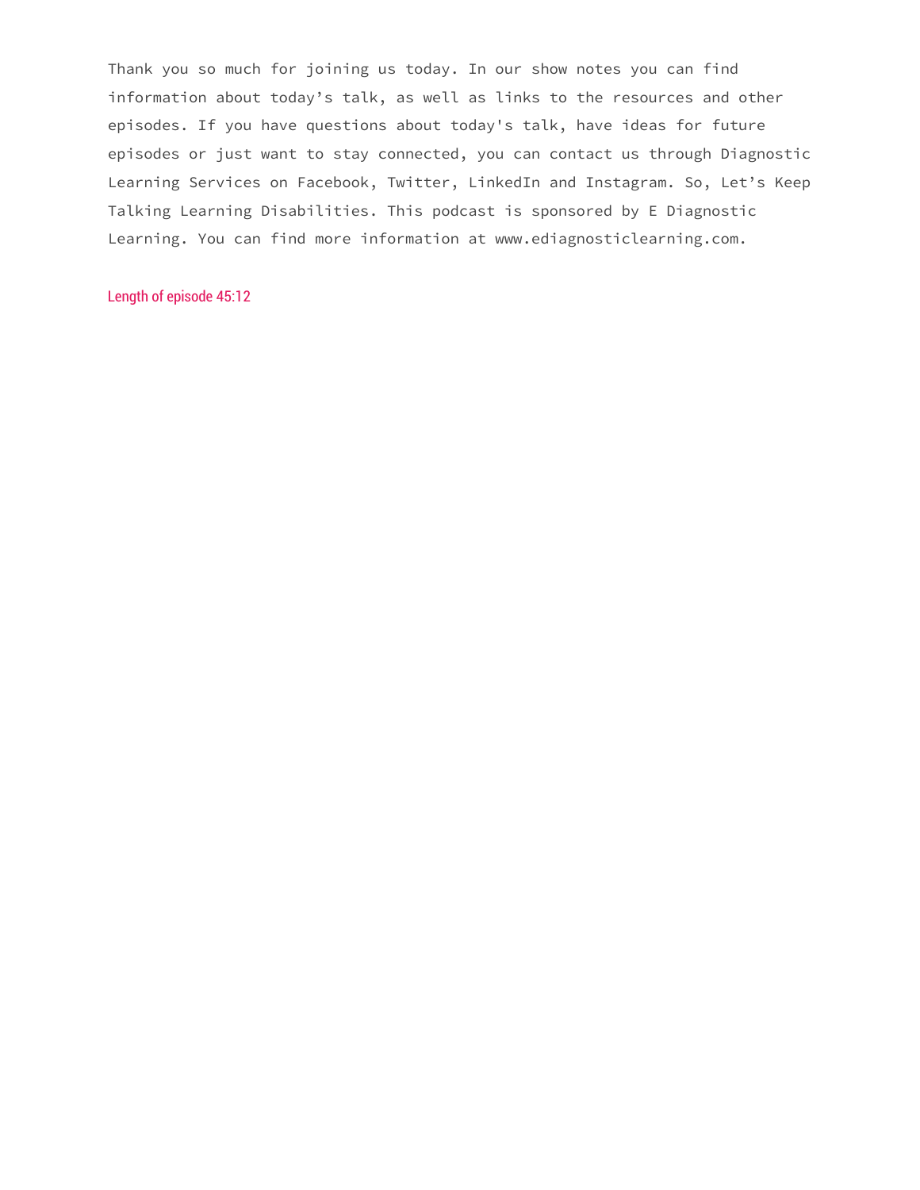Thank you so much for joining us today. In our show notes you can find information about today's talk, as well as links to the resources and other episodes. If you have questions about today's talk, have ideas for future episodes or just want to stay connected, you can contact us through Diagnostic Learning Services on Facebook, Twitter, LinkedIn and Instagram. So, Let's Keep Talking Learning Disabilities. This podcast is sponsored by E Diagnostic Learning. You can find more information at www.ediagnosticlearning.com.

Length of episode 45:12